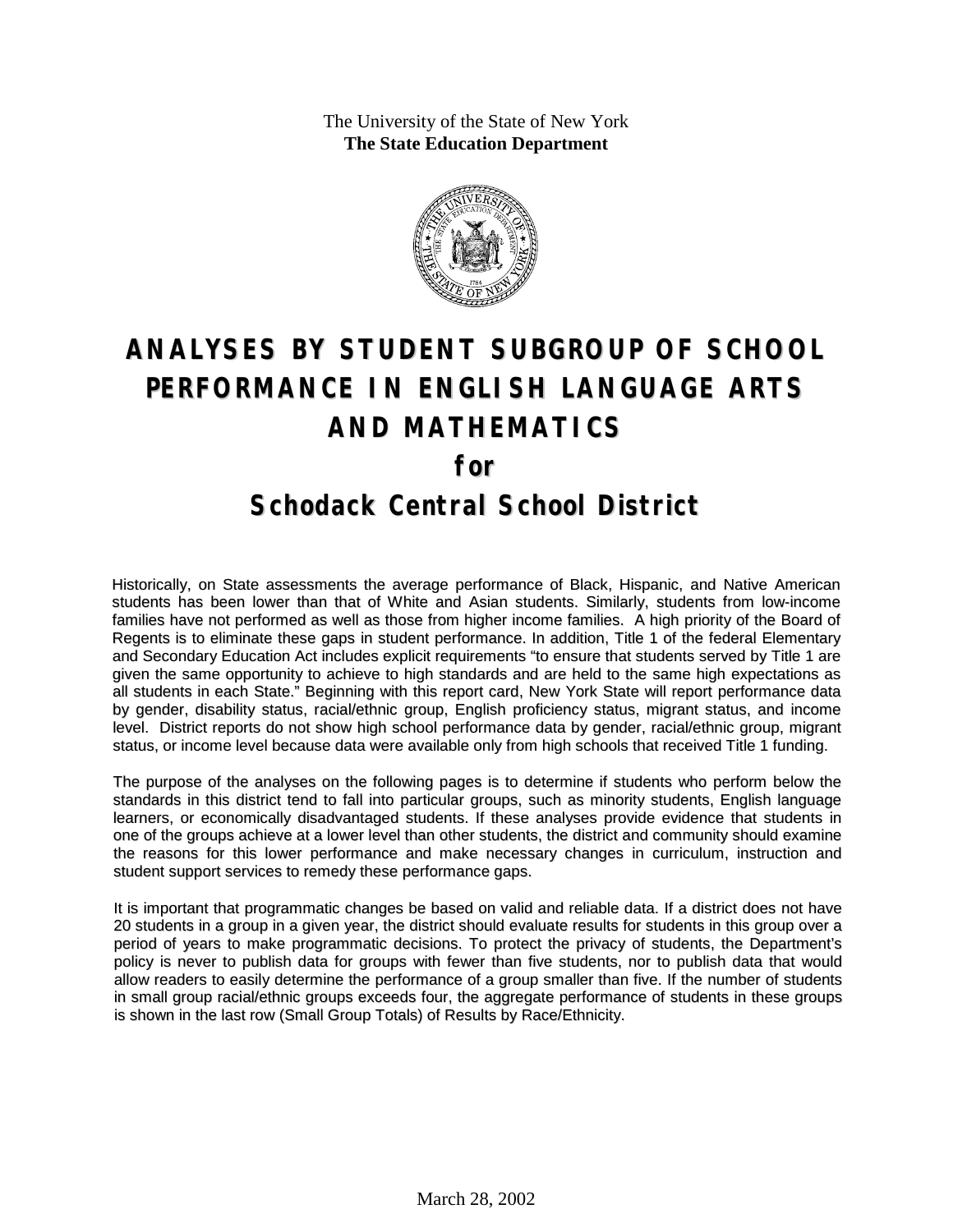The University of the State of New York
**The State Education Department**

# ANALYSES BY STUDENT SUBGROUP OF SCHOOL PERFORMANCE IN ENGLISH LANGUAGE ARTS AND MATHEMATICS

## for

## Schodack Central School District

Historically, on State assessments the average performance of Black, Hispanic, and Native American students has been lower than that of White and Asian students. Similarly, students from low-income families have not performed as well as those from higher income families. A high priority of the Board of Regents is to eliminate these gaps in student performance. In addition, Title 1 of the federal Elementary and Secondary Education Act includes explicit requirements "to ensure that students served by Title 1 are given the same opportunity to achieve to high standards and are held to the same high expectations as all students in each State." Beginning with this report card, New York State will report performance data by gender, disability status, racial/ethnic group, English proficiency status, migrant status, and income level. District reports do not show high school performance data by gender, racial/ethnic group, migrant status, or income level because data were available only from high schools that received Title 1 funding.

The purpose of the analyses on the following pages is to determine if students who perform below the standards in this district tend to fall into particular groups, such as minority students, English language learners, or economically disadvantaged students. If these analyses provide evidence that students in one of the groups achieve at a lower level than other students, the district and community should examine the reasons for this lower performance and make necessary changes in curriculum, instruction and student support services to remedy these performance gaps.

It is important that programmatic changes be based on valid and reliable data. If a district does not have 20 students in a group in a given year, the district should evaluate results for students in this group over a period of years to make programmatic decisions. To protect the privacy of students, the Department's policy is never to publish data for groups with fewer than five students, nor to publish data that would allow readers to easily determine the performance of a group smaller than five. If the number of students in small group racial/ethnic groups exceeds four, the aggregate performance of students in these groups is shown in the last row (Small Group Totals) of Results by Race/Ethnicity.

March 28, 2002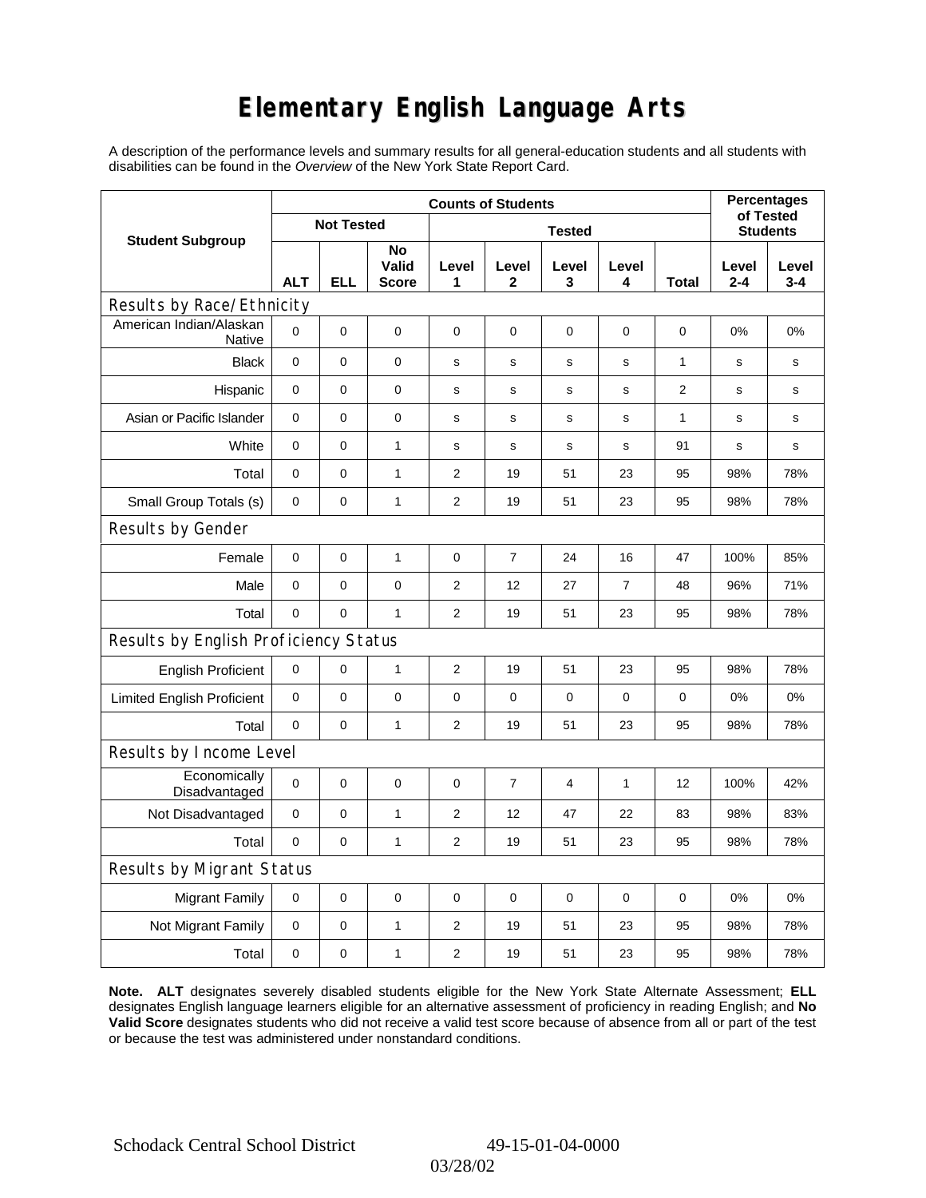# Elementary English Language Arts

A description of the performance levels and summary results for all general-education students and all students with disabilities can be found in the *Overview* of the New York State Report Card.

| Student Subgroup | Counts of Students | | | | | | | | Percentages of Tested Students | |
|---|---|---|---|---|---|---|---|---|---|---|
| | Not Tested | | | Tested | | | | | | |
| | ALT | ELL | No Valid Score | Level 1 | Level 2 | Level 3 | Level 4 | Total | Level 2-4 | Level 3-4 |
| **Results by Race/Ethnicity** | | | | | | | | | | |
| American Indian/Alaskan Native | 0 | 0 | 0 | 0 | 0 | 0 | 0 | 0 | 0% | 0% |
| Black | 0 | 0 | 0 | s | s | s | s | 1 | s | s |
| Hispanic | 0 | 0 | 0 | s | s | s | s | 2 | s | s |
| Asian or Pacific Islander | 0 | 0 | 0 | s | s | s | s | 1 | s | s |
| White | 0 | 0 | 1 | s | s | s | s | 91 | s | s |
| Total | 0 | 0 | 1 | 2 | 19 | 51 | 23 | 95 | 98% | 78% |
| Small Group Totals (s) | 0 | 0 | 1 | 2 | 19 | 51 | 23 | 95 | 98% | 78% |
| **Results by Gender** | | | | | | | | | | |
| Female | 0 | 0 | 1 | 0 | 7 | 24 | 16 | 47 | 100% | 85% |
| Male | 0 | 0 | 0 | 2 | 12 | 27 | 7 | 48 | 96% | 71% |
| Total | 0 | 0 | 1 | 2 | 19 | 51 | 23 | 95 | 98% | 78% |
| **Results by English Proficiency Status** | | | | | | | | | | |
| English Proficient | 0 | 0 | 1 | 2 | 19 | 51 | 23 | 95 | 98% | 78% |
| Limited English Proficient | 0 | 0 | 0 | 0 | 0 | 0 | 0 | 0 | 0% | 0% |
| Total | 0 | 0 | 1 | 2 | 19 | 51 | 23 | 95 | 98% | 78% |
| **Results by Income Level** | | | | | | | | | | |
| Economically Disadvantaged | 0 | 0 | 0 | 0 | 7 | 4 | 1 | 12 | 100% | 42% |
| Not Disadvantaged | 0 | 0 | 1 | 2 | 12 | 47 | 22 | 83 | 98% | 83% |
| Total | 0 | 0 | 1 | 2 | 19 | 51 | 23 | 95 | 98% | 78% |
| **Results by Migrant Status** | | | | | | | | | | |
| Migrant Family | 0 | 0 | 0 | 0 | 0 | 0 | 0 | 0 | 0% | 0% |
| Not Migrant Family | 0 | 0 | 1 | 2 | 19 | 51 | 23 | 95 | 98% | 78% |
| Total | 0 | 0 | 1 | 2 | 19 | 51 | 23 | 95 | 98% | 78% |

**Note. ALT** designates severely disabled students eligible for the New York State Alternate Assessment; **ELL** designates English language learners eligible for an alternative assessment of proficiency in reading English; and **No Valid Score** designates students who did not receive a valid test score because of absence from all or part of the test or because the test was administered under nonstandard conditions.

Schodack Central School District 49-15-01-04-0000

03/28/02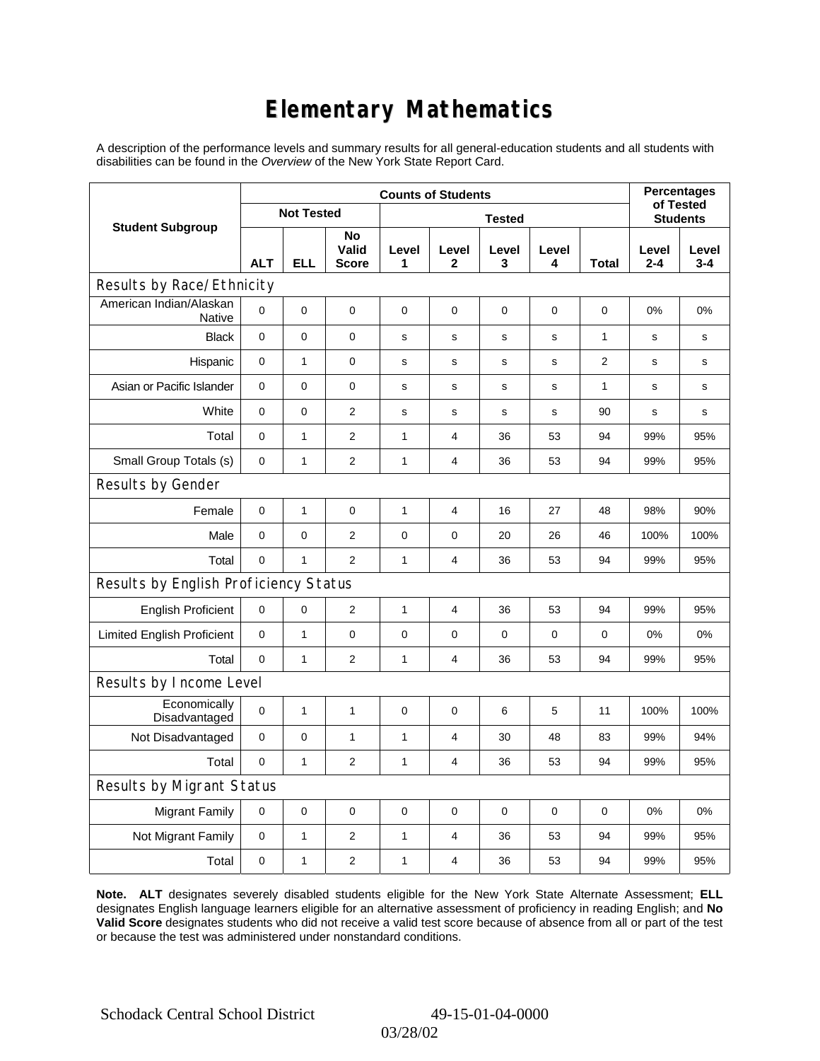# Elementary Mathematics

A description of the performance levels and summary results for all general-education students and all students with disabilities can be found in the *Overview* of the New York State Report Card.

| Student Subgroup | Counts of Students | | | | | | | | Percentages of Tested Students | |
|---|---|---|---|---|---|---|---|---|---|---|
| | Not Tested | | | Tested | | | | | | |
| | ALT | ELL | No Valid Score | Level 1 | Level 2 | Level 3 | Level 4 | Total | Level 2-4 | Level 3-4 |
| **Results by Race/Ethnicity** | | | | | | | | | | |
| American Indian/Alaskan Native | 0 | 0 | 0 | 0 | 0 | 0 | 0 | 0 | 0% | 0% |
| Black | 0 | 0 | 0 | s | s | s | s | 1 | s | s |
| Hispanic | 0 | 1 | 0 | s | s | s | s | 2 | s | s |
| Asian or Pacific Islander | 0 | 0 | 0 | s | s | s | s | 1 | s | s |
| White | 0 | 0 | 2 | s | s | s | s | 90 | s | s |
| Total | 0 | 1 | 2 | 1 | 4 | 36 | 53 | 94 | 99% | 95% |
| Small Group Totals (s) | 0 | 1 | 2 | 1 | 4 | 36 | 53 | 94 | 99% | 95% |
| **Results by Gender** | | | | | | | | | | |
| Female | 0 | 1 | 0 | 1 | 4 | 16 | 27 | 48 | 98% | 90% |
| Male | 0 | 0 | 2 | 0 | 0 | 20 | 26 | 46 | 100% | 100% |
| Total | 0 | 1 | 2 | 1 | 4 | 36 | 53 | 94 | 99% | 95% |
| **Results by English Proficiency Status** | | | | | | | | | | |
| English Proficient | 0 | 0 | 2 | 1 | 4 | 36 | 53 | 94 | 99% | 95% |
| Limited English Proficient | 0 | 1 | 0 | 0 | 0 | 0 | 0 | 0 | 0% | 0% |
| Total | 0 | 1 | 2 | 1 | 4 | 36 | 53 | 94 | 99% | 95% |
| **Results by Income Level** | | | | | | | | | | |
| Economically Disadvantaged | 0 | 1 | 1 | 0 | 0 | 6 | 5 | 11 | 100% | 100% |
| Not Disadvantaged | 0 | 0 | 1 | 1 | 4 | 30 | 48 | 83 | 99% | 94% |
| Total | 0 | 1 | 2 | 1 | 4 | 36 | 53 | 94 | 99% | 95% |
| **Results by Migrant Status** | | | | | | | | | | |
| Migrant Family | 0 | 0 | 0 | 0 | 0 | 0 | 0 | 0 | 0% | 0% |
| Not Migrant Family | 0 | 1 | 2 | 1 | 4 | 36 | 53 | 94 | 99% | 95% |
| Total | 0 | 1 | 2 | 1 | 4 | 36 | 53 | 94 | 99% | 95% |

**Note. ALT** designates severely disabled students eligible for the New York State Alternate Assessment; **ELL** designates English language learners eligible for an alternative assessment of proficiency in reading English; and **No Valid Score** designates students who did not receive a valid test score because of absence from all or part of the test or because the test was administered under nonstandard conditions.

Schodack Central School District 49-15-01-04-0000 03/28/02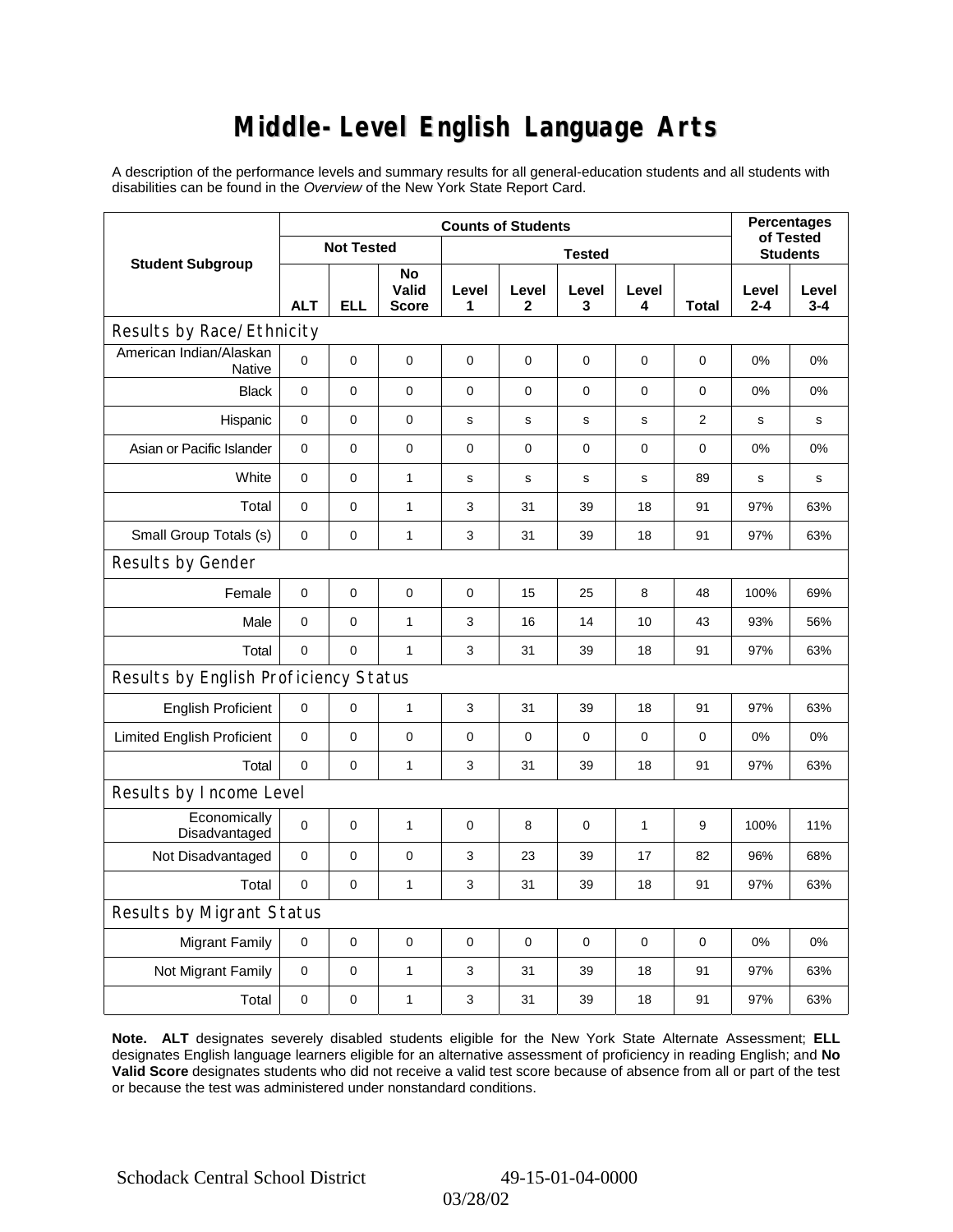# Middle-Level English Language Arts

A description of the performance levels and summary results for all general-education students and all students with disabilities can be found in the *Overview* of the New York State Report Card.

| Student Subgroup | Counts of Students | | | | | | | | Percentages of Tested Students | |
|---|---|---|---|---|---|---|---|---|---|---|
| | Not Tested | | | Tested | | | | | | |
| | ALT | ELL | No Valid Score | Level 1 | Level 2 | Level 3 | Level 4 | Total | Level 2-4 | Level 3-4 |
| **Results by Race/Ethnicity** | | | | | | | | | | |
| American Indian/Alaskan Native | 0 | 0 | 0 | 0 | 0 | 0 | 0 | 0 | 0% | 0% |
| Black | 0 | 0 | 0 | 0 | 0 | 0 | 0 | 0 | 0% | 0% |
| Hispanic | 0 | 0 | 0 | s | s | s | s | 2 | s | s |
| Asian or Pacific Islander | 0 | 0 | 0 | 0 | 0 | 0 | 0 | 0 | 0% | 0% |
| White | 0 | 0 | 1 | s | s | s | s | 89 | s | s |
| Total | 0 | 0 | 1 | 3 | 31 | 39 | 18 | 91 | 97% | 63% |
| Small Group Totals (s) | 0 | 0 | 1 | 3 | 31 | 39 | 18 | 91 | 97% | 63% |
| **Results by Gender** | | | | | | | | | | |
| Female | 0 | 0 | 0 | 0 | 15 | 25 | 8 | 48 | 100% | 69% |
| Male | 0 | 0 | 1 | 3 | 16 | 14 | 10 | 43 | 93% | 56% |
| Total | 0 | 0 | 1 | 3 | 31 | 39 | 18 | 91 | 97% | 63% |
| **Results by English Proficiency Status** | | | | | | | | | | |
| English Proficient | 0 | 0 | 1 | 3 | 31 | 39 | 18 | 91 | 97% | 63% |
| Limited English Proficient | 0 | 0 | 0 | 0 | 0 | 0 | 0 | 0 | 0% | 0% |
| Total | 0 | 0 | 1 | 3 | 31 | 39 | 18 | 91 | 97% | 63% |
| **Results by Income Level** | | | | | | | | | | |
| Economically Disadvantaged | 0 | 0 | 1 | 0 | 8 | 0 | 1 | 9 | 100% | 11% |
| Not Disadvantaged | 0 | 0 | 0 | 3 | 23 | 39 | 17 | 82 | 96% | 68% |
| Total | 0 | 0 | 1 | 3 | 31 | 39 | 18 | 91 | 97% | 63% |
| **Results by Migrant Status** | | | | | | | | | | |
| Migrant Family | 0 | 0 | 0 | 0 | 0 | 0 | 0 | 0 | 0% | 0% |
| Not Migrant Family | 0 | 0 | 1 | 3 | 31 | 39 | 18 | 91 | 97% | 63% |
| Total | 0 | 0 | 1 | 3 | 31 | 39 | 18 | 91 | 97% | 63% |

**Note. ALT** designates severely disabled students eligible for the New York State Alternate Assessment; **ELL** designates English language learners eligible for an alternative assessment of proficiency in reading English; and **No Valid Score** designates students who did not receive a valid test score because of absence from all or part of the test or because the test was administered under nonstandard conditions.

Schodack Central School District 49-15-01-04-0000

03/28/02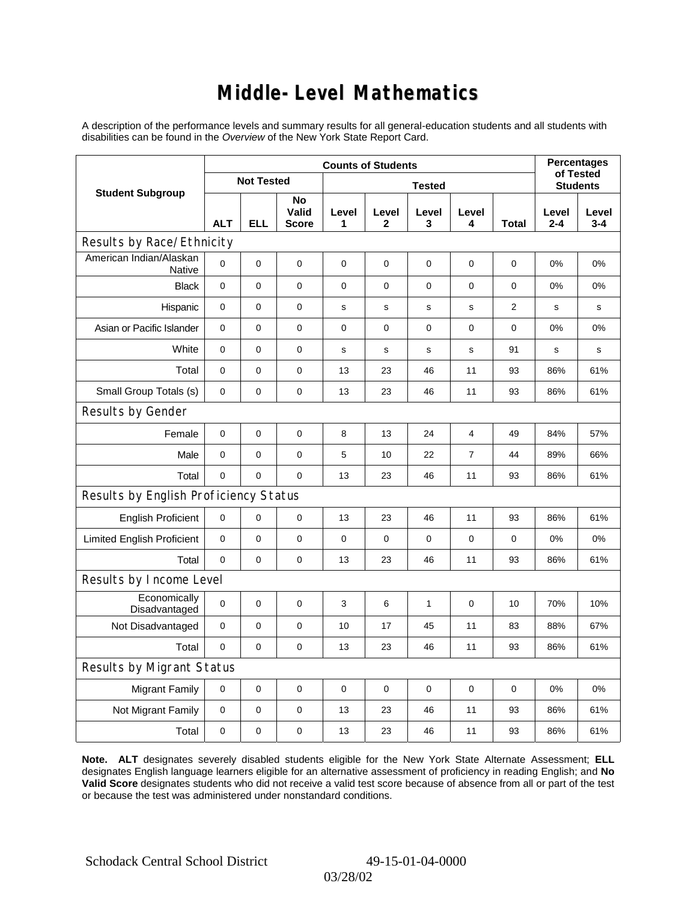# Middle-Level Mathematics

A description of the performance levels and summary results for all general-education students and all students with disabilities can be found in the *Overview* of the New York State Report Card.

| Student Subgroup | Counts of Students | | | | | | | | Percentages of Tested Students | |
|---|---|---|---|---|---|---|---|---|---|---|
| | Not Tested | | | Tested | | | | | | |
| | ALT | ELL | No Valid Score | Level 1 | Level 2 | Level 3 | Level 4 | Total | Level 2-4 | Level 3-4 |
| **Results by Race/Ethnicity** | | | | | | | | | | |
| American Indian/Alaskan Native | 0 | 0 | 0 | 0 | 0 | 0 | 0 | 0 | 0% | 0% |
| Black | 0 | 0 | 0 | 0 | 0 | 0 | 0 | 0 | 0% | 0% |
| Hispanic | 0 | 0 | 0 | s | s | s | s | 2 | s | s |
| Asian or Pacific Islander | 0 | 0 | 0 | 0 | 0 | 0 | 0 | 0 | 0% | 0% |
| White | 0 | 0 | 0 | s | s | s | s | 91 | s | s |
| Total | 0 | 0 | 0 | 13 | 23 | 46 | 11 | 93 | 86% | 61% |
| Small Group Totals (s) | 0 | 0 | 0 | 13 | 23 | 46 | 11 | 93 | 86% | 61% |
| **Results by Gender** | | | | | | | | | | |
| Female | 0 | 0 | 0 | 8 | 13 | 24 | 4 | 49 | 84% | 57% |
| Male | 0 | 0 | 0 | 5 | 10 | 22 | 7 | 44 | 89% | 66% |
| Total | 0 | 0 | 0 | 13 | 23 | 46 | 11 | 93 | 86% | 61% |
| **Results by English Proficiency Status** | | | | | | | | | | |
| English Proficient | 0 | 0 | 0 | 13 | 23 | 46 | 11 | 93 | 86% | 61% |
| Limited English Proficient | 0 | 0 | 0 | 0 | 0 | 0 | 0 | 0 | 0% | 0% |
| Total | 0 | 0 | 0 | 13 | 23 | 46 | 11 | 93 | 86% | 61% |
| **Results by Income Level** | | | | | | | | | | |
| Economically Disadvantaged | 0 | 0 | 0 | 3 | 6 | 1 | 0 | 10 | 70% | 10% |
| Not Disadvantaged | 0 | 0 | 0 | 10 | 17 | 45 | 11 | 83 | 88% | 67% |
| Total | 0 | 0 | 0 | 13 | 23 | 46 | 11 | 93 | 86% | 61% |
| **Results by Migrant Status** | | | | | | | | | | |
| Migrant Family | 0 | 0 | 0 | 0 | 0 | 0 | 0 | 0 | 0% | 0% |
| Not Migrant Family | 0 | 0 | 0 | 13 | 23 | 46 | 11 | 93 | 86% | 61% |
| Total | 0 | 0 | 0 | 13 | 23 | 46 | 11 | 93 | 86% | 61% |

**Note. ALT** designates severely disabled students eligible for the New York State Alternate Assessment; **ELL** designates English language learners eligible for an alternative assessment of proficiency in reading English; and **No Valid Score** designates students who did not receive a valid test score because of absence from all or part of the test or because the test was administered under nonstandard conditions.

Schodack Central School District 49-15-01-04-0000

03/28/02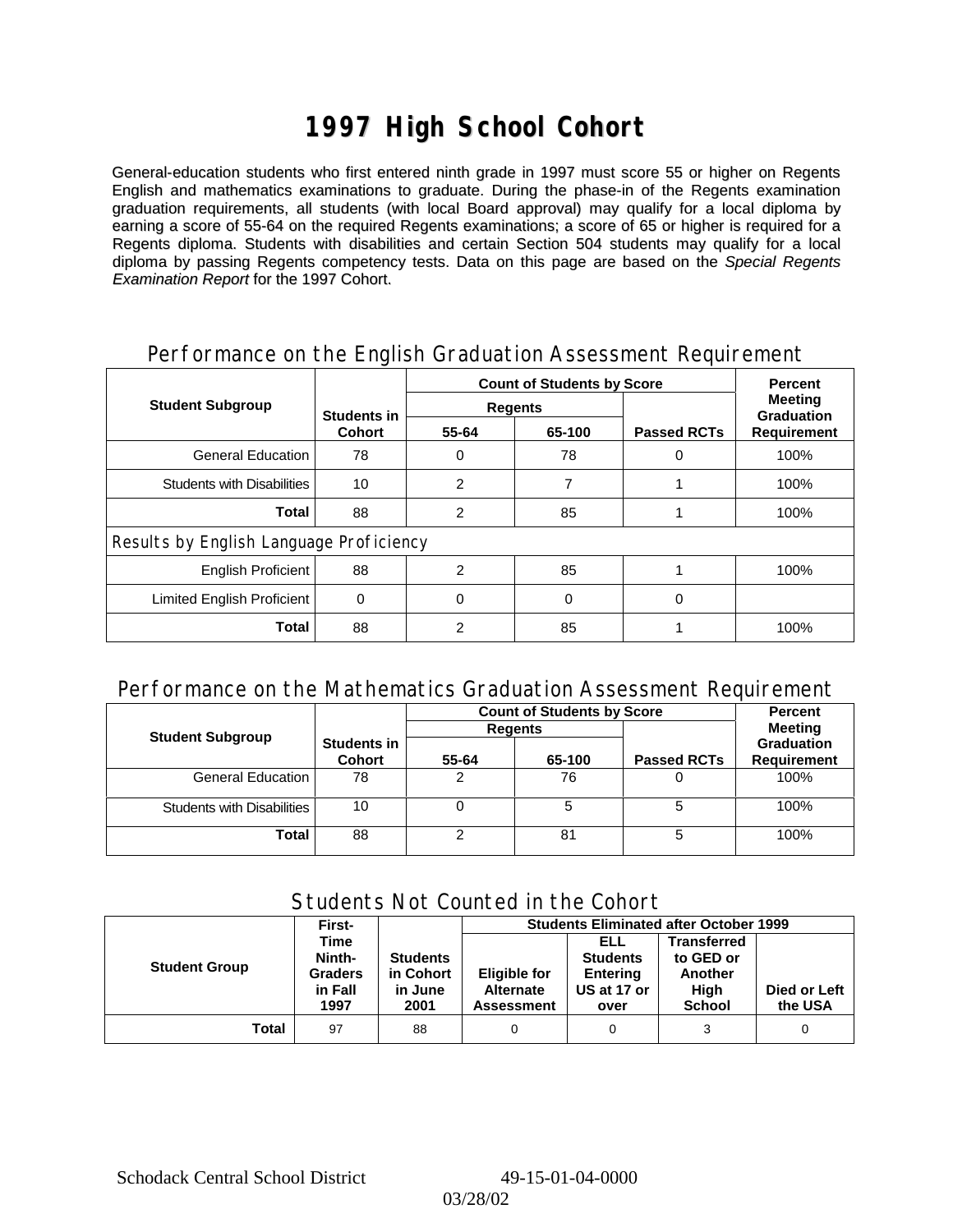# 1997 High School Cohort

General-education students who first entered ninth grade in 1997 must score 55 or higher on Regents English and mathematics examinations to graduate. During the phase-in of the Regents examination graduation requirements, all students (with local Board approval) may qualify for a local diploma by earning a score of 55-64 on the required Regents examinations; a score of 65 or higher is required for a Regents diploma. Students with disabilities and certain Section 504 students may qualify for a local diploma by passing Regents competency tests. Data on this page are based on the *Special Regents Examination Report* for the 1997 Cohort.

## Performance on the English Graduation Assessment Requirement

| Student Subgroup | Students in Cohort | Count of Students by Score | | | Percent Meeting Graduation Requirement |
|---|---|---|---|---|---|
| | | Regents | | | |
| | | 55-64 | 65-100 | Passed RCTs | |
| General Education | 78 | 0 | 78 | 0 | 100% |
| Students with Disabilities | 10 | 2 | 7 | 1 | 100% |
| **Total** | 88 | 2 | 85 | 1 | 100% |
| Results by English Language Proficiency | | | | | |
| English Proficient | 88 | 2 | 85 | 1 | 100% |
| Limited English Proficient | 0 | 0 | 0 | 0 | |
| **Total** | 88 | 2 | 85 | 1 | 100% |

## Performance on the Mathematics Graduation Assessment Requirement

| Student Subgroup | Students in Cohort | Count of Students by Score | | | Percent Meeting Graduation Requirement |
|---|---|---|---|---|---|
| | | Regents | | | |
| | | 55-64 | 65-100 | Passed RCTs | |
| General Education | 78 | 2 | 76 | 0 | 100% |
| Students with Disabilities | 10 | 0 | 5 | 5 | 100% |
| **Total** | 88 | 2 | 81 | 5 | 100% |

## Students Not Counted in the Cohort

| Student Group | First-Time Ninth-Graders in Fall 1997 | Students in Cohort in June 2001 | Students Eliminated after October 1999 | | | |
|---|---|---|---|---|---|---|
| | | | Eligible for Alternate Assessment | ELL Students Entering US at 17 or over | Transferred to GED or Another High School | Died or Left the USA |
| **Total** | 97 | 88 | 0 | 0 | 3 | 0 |

Schodack Central School District 49-15-01-04-0000

03/28/02